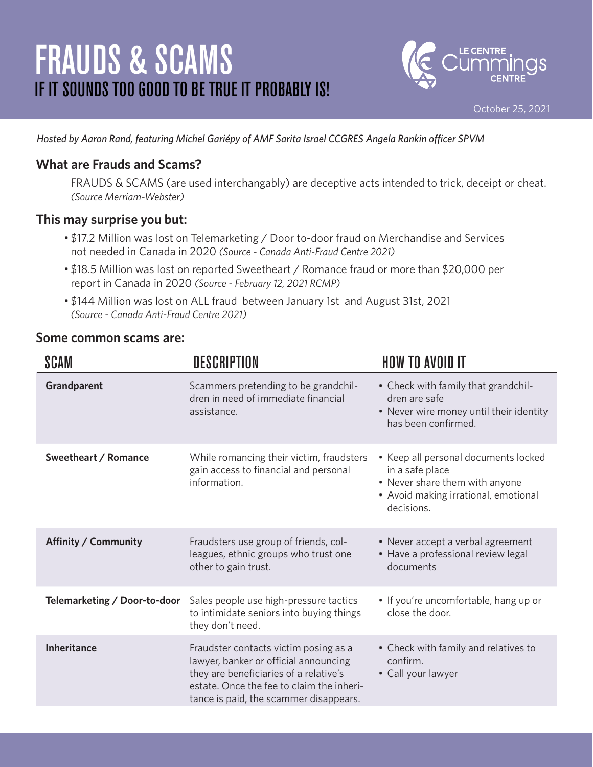# FRAUDS & SCAMS

## IF IT SOUNDS TOO GOOD TO BE TRUE IT PROBABLY IS!

LE CENTRE Cummings CENTRE

October 25, 2021

*Hosted by Aaron Rand, featuring Michel Gariépy of AMF Sarita Israel CCGRES Angela Rankin officer SPVM*

### What are Frauds and Scams?

FRAUDS & SCAMS (are used interchangably) are deceptive acts intended to trick, deceipt or cheat. *(Source Merriam-Webster)*

### This may surprise you but:

- $17.2 Million was lost on Telemarketing / Door to-door fraud on Merchandise and Services not needed in Canada in 2020 *(Source - Canada Anti-Fraud Centre 2021)*
- $18.5 Million was lost on reported Sweetheart / Romance fraud or more than $20,000 per report in Canada in 2020 *(Source - February 12, 2021 RCMP)*
- $144 Million was lost on ALL fraud between January 1st and August 31st, 2021 *(Source - Canada Anti-Fraud Centre 2021)*

### Some common scams are:

| SCAM | DESCRIPTION | HOW TO AVOID IT |
|---|---|---|
| **Grandparent** | Scammers pretending to be grandchildren in need of immediate financial assistance. | • Check with family that grandchildren are safe<br>• Never wire money until their identity has been confirmed. |
| **Sweetheart / Romance** | While romancing their victim, fraudsters gain access to financial and personal information. | • Keep all personal documents locked in a safe place<br>• Never share them with anyone<br>• Avoid making irrational, emotional decisions. |
| **Affinity / Community** | Fraudsters use group of friends, colleagues, ethnic groups who trust one other to gain trust. | • Never accept a verbal agreement<br>• Have a professional review legal documents |
| **Telemarketing / Door-to-door** | Sales people use high-pressure tactics to intimidate seniors into buying things they don't need. | • If you're uncomfortable, hang up or close the door. |
| **Inheritance** | Fraudster contacts victim posing as a lawyer, banker or official announcing they are beneficiaries of a relative's estate. Once the fee to claim the inheritance is paid, the scammer disappears. | • Check with family and relatives to confirm.<br>• Call your lawyer |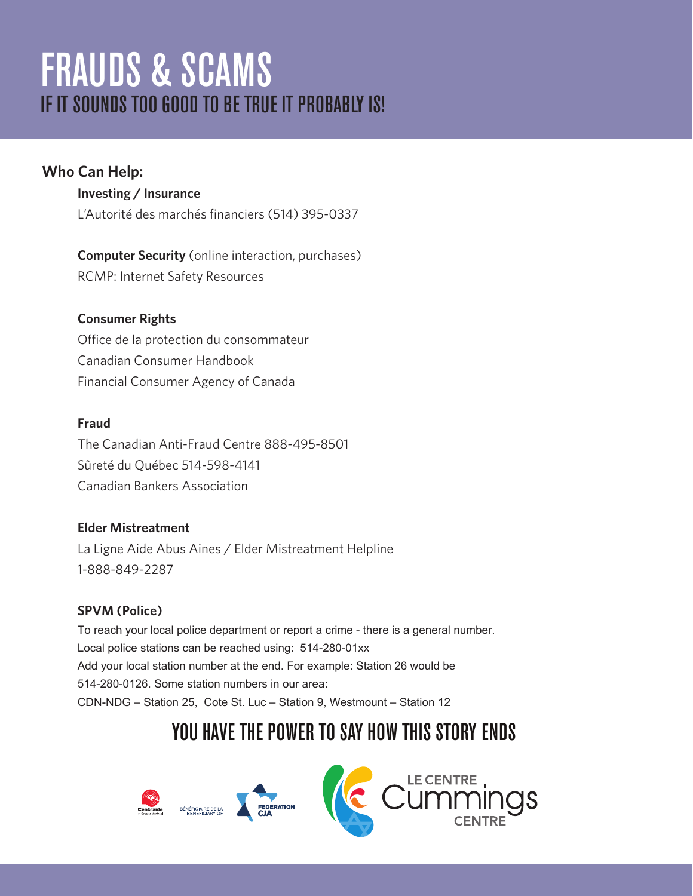# FRAUDS & SCAMS

## IF IT SOUNDS TOO GOOD TO BE TRUE IT PROBABLY IS!

### Who Can Help:

**Investing / Insurance**

L'Autorité des marchés financiers (514) 395-0337

**Computer Security** (online interaction, purchases)

RCMP: Internet Safety Resources

**Consumer Rights**

Office de la protection du consommateur

Canadian Consumer Handbook

Financial Consumer Agency of Canada

**Fraud**

The Canadian Anti-Fraud Centre 888-495-8501

Sûreté du Québec 514-598-4141

Canadian Bankers Association

**Elder Mistreatment**

La Ligne Aide Abus Aines / Elder Mistreatment Helpline

1-888-849-2287

**SPVM (Police)**

To reach your local police department or report a crime - there is a general number.
Local police stations can be reached using: 514-280-01xx
Add your local station number at the end. For example: Station 26 would be 514-280-0126. Some station numbers in our area:
CDN-NDG – Station 25, Cote St. Luc – Station 9, Westmount – Station 12

## YOU HAVE THE POWER TO SAY HOW THIS STORY ENDS

Centraide of Greater Montreal

BÉNÉFICIAIRE DE LA / BENEFICIARY OF FEDERATION CJA

LE CENTRE Cummings CENTRE